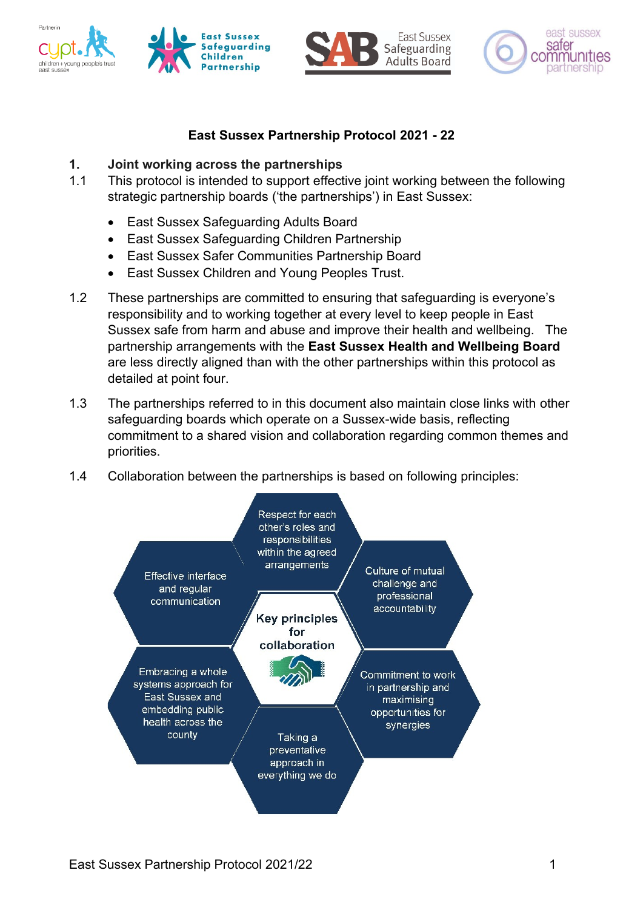# East Sussex Partnership Protocol 2021 - 22

## 1. Joint working across the partnerships

1.1 This protocol is intended to support effective joint working between the following strategic partnership boards ('the partnerships') in East Sussex:

- East Sussex Safeguarding Adults Board
- East Sussex Safeguarding Children Partnership
- East Sussex Safer Communities Partnership Board
- East Sussex Children and Young Peoples Trust.

1.2 These partnerships are committed to ensuring that safeguarding is everyone's responsibility and to working together at every level to keep people in East Sussex safe from harm and abuse and improve their health and wellbeing. The partnership arrangements with the **East Sussex Health and Wellbeing Board** are less directly aligned than with the other partnerships within this protocol as detailed at point four.

1.3 The partnerships referred to in this document also maintain close links with other safeguarding boards which operate on a Sussex-wide basis, reflecting commitment to a shared vision and collaboration regarding common themes and priorities.

1.4 Collaboration between the partnerships is based on following principles:

**Key principles for collaboration**

- Respect for each other's roles and responsibilities within the agreed arrangements
- Culture of mutual challenge and professional accountability
- Commitment to work in partnership and maximising opportunities for synergies
- Taking a preventative approach in everything we do
- Embracing a whole systems approach for East Sussex and embedding public health across the county
- Effective interface and regular communication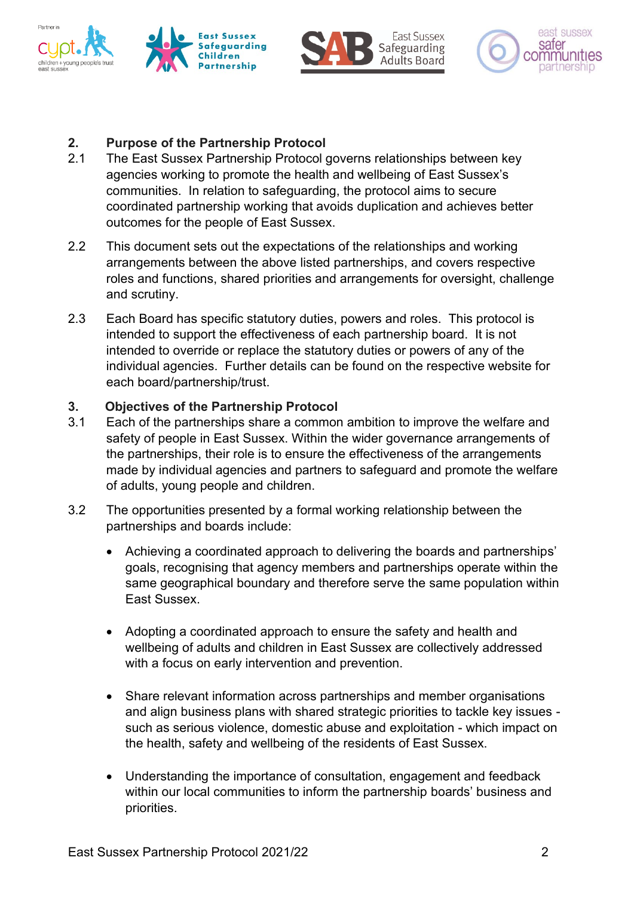## 2. Purpose of the Partnership Protocol

2.1 The East Sussex Partnership Protocol governs relationships between key agencies working to promote the health and wellbeing of East Sussex's communities. In relation to safeguarding, the protocol aims to secure coordinated partnership working that avoids duplication and achieves better outcomes for the people of East Sussex.

2.2 This document sets out the expectations of the relationships and working arrangements between the above listed partnerships, and covers respective roles and functions, shared priorities and arrangements for oversight, challenge and scrutiny.

2.3 Each Board has specific statutory duties, powers and roles. This protocol is intended to support the effectiveness of each partnership board. It is not intended to override or replace the statutory duties or powers of any of the individual agencies. Further details can be found on the respective website for each board/partnership/trust.

## 3. Objectives of the Partnership Protocol

3.1 Each of the partnerships share a common ambition to improve the welfare and safety of people in East Sussex. Within the wider governance arrangements of the partnerships, their role is to ensure the effectiveness of the arrangements made by individual agencies and partners to safeguard and promote the welfare of adults, young people and children.

3.2 The opportunities presented by a formal working relationship between the partnerships and boards include:

- Achieving a coordinated approach to delivering the boards and partnerships' goals, recognising that agency members and partnerships operate within the same geographical boundary and therefore serve the same population within East Sussex.
- Adopting a coordinated approach to ensure the safety and health and wellbeing of adults and children in East Sussex are collectively addressed with a focus on early intervention and prevention.
- Share relevant information across partnerships and member organisations and align business plans with shared strategic priorities to tackle key issues - such as serious violence, domestic abuse and exploitation - which impact on the health, safety and wellbeing of the residents of East Sussex.
- Understanding the importance of consultation, engagement and feedback within our local communities to inform the partnership boards' business and priorities.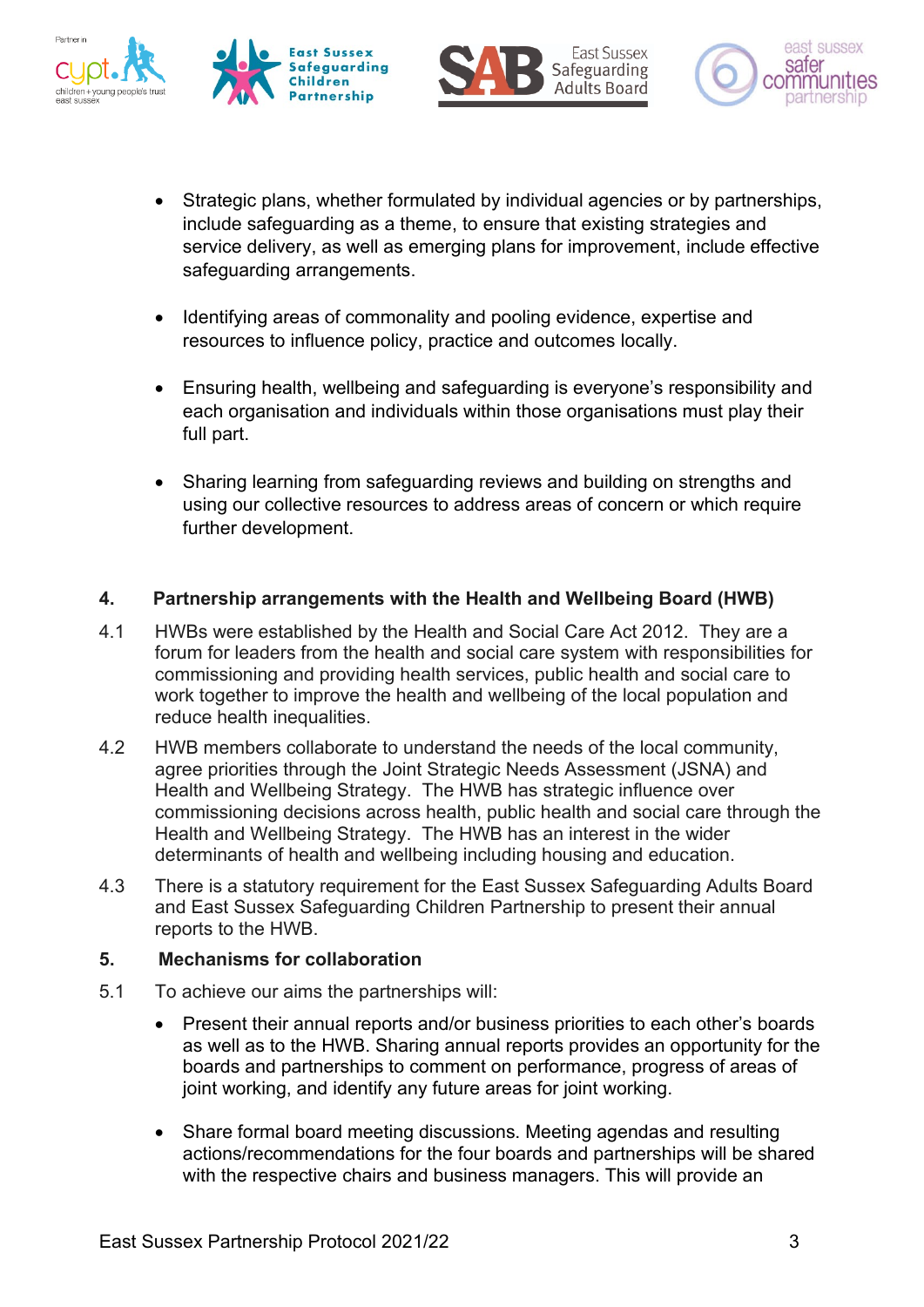- Strategic plans, whether formulated by individual agencies or by partnerships, include safeguarding as a theme, to ensure that existing strategies and service delivery, as well as emerging plans for improvement, include effective safeguarding arrangements.

- Identifying areas of commonality and pooling evidence, expertise and resources to influence policy, practice and outcomes locally.

- Ensuring health, wellbeing and safeguarding is everyone's responsibility and each organisation and individuals within those organisations must play their full part.

- Sharing learning from safeguarding reviews and building on strengths and using our collective resources to address areas of concern or which require further development.

## 4. Partnership arrangements with the Health and Wellbeing Board (HWB)

4.1 HWBs were established by the Health and Social Care Act 2012. They are a forum for leaders from the health and social care system with responsibilities for commissioning and providing health services, public health and social care to work together to improve the health and wellbeing of the local population and reduce health inequalities.

4.2 HWB members collaborate to understand the needs of the local community, agree priorities through the Joint Strategic Needs Assessment (JSNA) and Health and Wellbeing Strategy. The HWB has strategic influence over commissioning decisions across health, public health and social care through the Health and Wellbeing Strategy. The HWB has an interest in the wider determinants of health and wellbeing including housing and education.

4.3 There is a statutory requirement for the East Sussex Safeguarding Adults Board and East Sussex Safeguarding Children Partnership to present their annual reports to the HWB.

## 5. Mechanisms for collaboration

5.1 To achieve our aims the partnerships will:

- Present their annual reports and/or business priorities to each other's boards as well as to the HWB. Sharing annual reports provides an opportunity for the boards and partnerships to comment on performance, progress of areas of joint working, and identify any future areas for joint working.

- Share formal board meeting discussions. Meeting agendas and resulting actions/recommendations for the four boards and partnerships will be shared with the respective chairs and business managers. This will provide an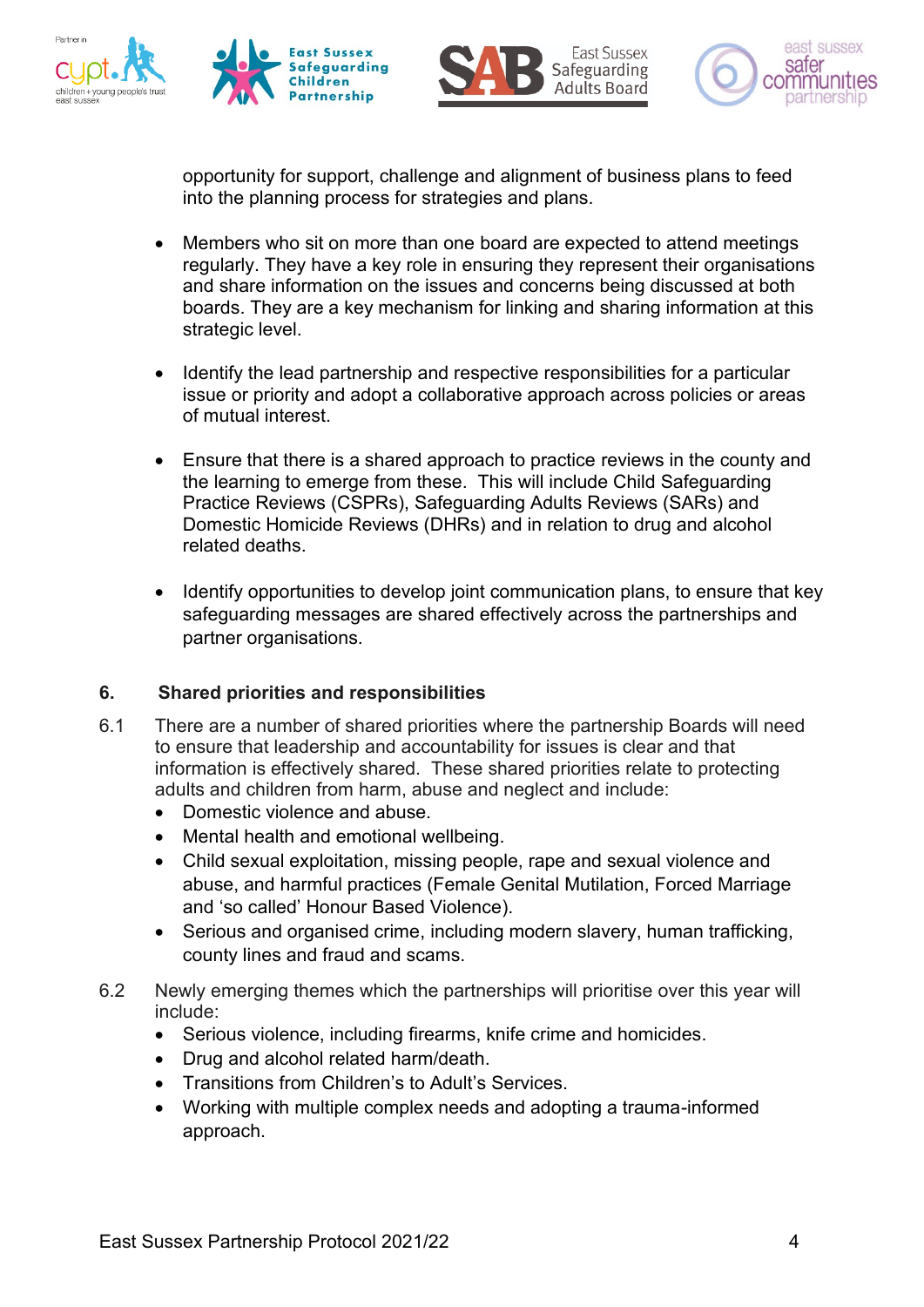opportunity for support, challenge and alignment of business plans to feed into the planning process for strategies and plans.

- Members who sit on more than one board are expected to attend meetings regularly. They have a key role in ensuring they represent their organisations and share information on the issues and concerns being discussed at both boards. They are a key mechanism for linking and sharing information at this strategic level.

- Identify the lead partnership and respective responsibilities for a particular issue or priority and adopt a collaborative approach across policies or areas of mutual interest.

- Ensure that there is a shared approach to practice reviews in the county and the learning to emerge from these. This will include Child Safeguarding Practice Reviews (CSPRs), Safeguarding Adults Reviews (SARs) and Domestic Homicide Reviews (DHRs) and in relation to drug and alcohol related deaths.

- Identify opportunities to develop joint communication plans, to ensure that key safeguarding messages are shared effectively across the partnerships and partner organisations.

## 6. Shared priorities and responsibilities

6.1 There are a number of shared priorities where the partnership Boards will need to ensure that leadership and accountability for issues is clear and that information is effectively shared. These shared priorities relate to protecting adults and children from harm, abuse and neglect and include:

- Domestic violence and abuse.
- Mental health and emotional wellbeing.
- Child sexual exploitation, missing people, rape and sexual violence and abuse, and harmful practices (Female Genital Mutilation, Forced Marriage and 'so called' Honour Based Violence).
- Serious and organised crime, including modern slavery, human trafficking, county lines and fraud and scams.

6.2 Newly emerging themes which the partnerships will prioritise over this year will include:

- Serious violence, including firearms, knife crime and homicides.
- Drug and alcohol related harm/death.
- Transitions from Children's to Adult's Services.
- Working with multiple complex needs and adopting a trauma-informed approach.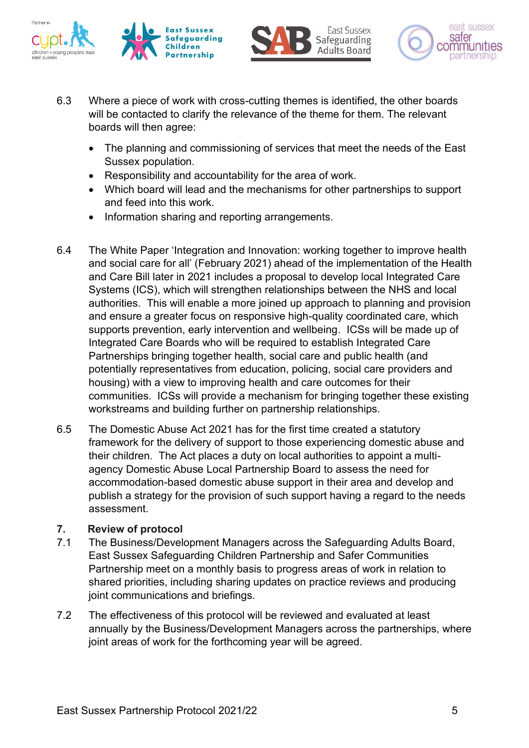6.3 Where a piece of work with cross-cutting themes is identified, the other boards will be contacted to clarify the relevance of the theme for them. The relevant boards will then agree:

- The planning and commissioning of services that meet the needs of the East Sussex population.
- Responsibility and accountability for the area of work.
- Which board will lead and the mechanisms for other partnerships to support and feed into this work.
- Information sharing and reporting arrangements.

6.4 The White Paper 'Integration and Innovation: working together to improve health and social care for all' (February 2021) ahead of the implementation of the Health and Care Bill later in 2021 includes a proposal to develop local Integrated Care Systems (ICS), which will strengthen relationships between the NHS and local authorities. This will enable a more joined up approach to planning and provision and ensure a greater focus on responsive high-quality coordinated care, which supports prevention, early intervention and wellbeing. ICSs will be made up of Integrated Care Boards who will be required to establish Integrated Care Partnerships bringing together health, social care and public health (and potentially representatives from education, policing, social care providers and housing) with a view to improving health and care outcomes for their communities. ICSs will provide a mechanism for bringing together these existing workstreams and building further on partnership relationships.

6.5 The Domestic Abuse Act 2021 has for the first time created a statutory framework for the delivery of support to those experiencing domestic abuse and their children. The Act places a duty on local authorities to appoint a multi-agency Domestic Abuse Local Partnership Board to assess the need for accommodation-based domestic abuse support in their area and develop and publish a strategy for the provision of such support having a regard to the needs assessment.

## 7. Review of protocol

7.1 The Business/Development Managers across the Safeguarding Adults Board, East Sussex Safeguarding Children Partnership and Safer Communities Partnership meet on a monthly basis to progress areas of work in relation to shared priorities, including sharing updates on practice reviews and producing joint communications and briefings.

7.2 The effectiveness of this protocol will be reviewed and evaluated at least annually by the Business/Development Managers across the partnerships, where joint areas of work for the forthcoming year will be agreed.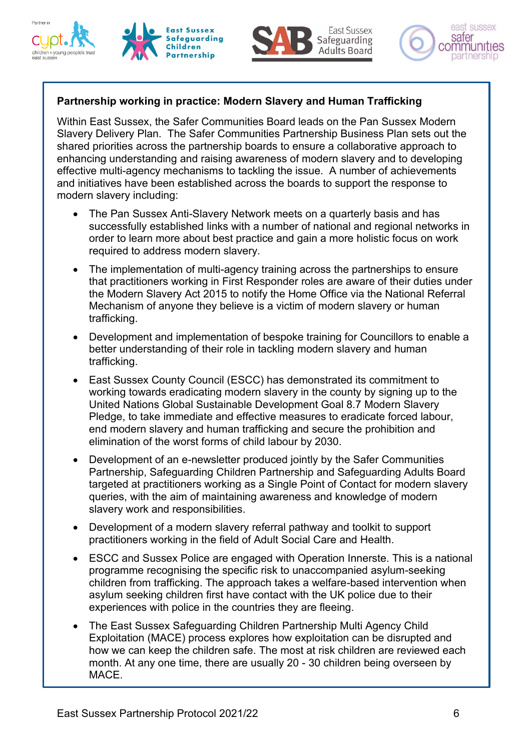**Partnership working in practice: Modern Slavery and Human Trafficking**

Within East Sussex, the Safer Communities Board leads on the Pan Sussex Modern Slavery Delivery Plan. The Safer Communities Partnership Business Plan sets out the shared priorities across the partnership boards to ensure a collaborative approach to enhancing understanding and raising awareness of modern slavery and to developing effective multi-agency mechanisms to tackling the issue. A number of achievements and initiatives have been established across the boards to support the response to modern slavery including:

- The Pan Sussex Anti-Slavery Network meets on a quarterly basis and has successfully established links with a number of national and regional networks in order to learn more about best practice and gain a more holistic focus on work required to address modern slavery.
- The implementation of multi-agency training across the partnerships to ensure that practitioners working in First Responder roles are aware of their duties under the Modern Slavery Act 2015 to notify the Home Office via the National Referral Mechanism of anyone they believe is a victim of modern slavery or human trafficking.
- Development and implementation of bespoke training for Councillors to enable a better understanding of their role in tackling modern slavery and human trafficking.
- East Sussex County Council (ESCC) has demonstrated its commitment to working towards eradicating modern slavery in the county by signing up to the United Nations Global Sustainable Development Goal 8.7 Modern Slavery Pledge, to take immediate and effective measures to eradicate forced labour, end modern slavery and human trafficking and secure the prohibition and elimination of the worst forms of child labour by 2030.
- Development of an e-newsletter produced jointly by the Safer Communities Partnership, Safeguarding Children Partnership and Safeguarding Adults Board targeted at practitioners working as a Single Point of Contact for modern slavery queries, with the aim of maintaining awareness and knowledge of modern slavery work and responsibilities.
- Development of a modern slavery referral pathway and toolkit to support practitioners working in the field of Adult Social Care and Health.
- ESCC and Sussex Police are engaged with Operation Innerste. This is a national programme recognising the specific risk to unaccompanied asylum-seeking children from trafficking. The approach takes a welfare-based intervention when asylum seeking children first have contact with the UK police due to their experiences with police in the countries they are fleeing.
- The East Sussex Safeguarding Children Partnership Multi Agency Child Exploitation (MACE) process explores how exploitation can be disrupted and how we can keep the children safe. The most at risk children are reviewed each month. At any one time, there are usually 20 - 30 children being overseen by MACE.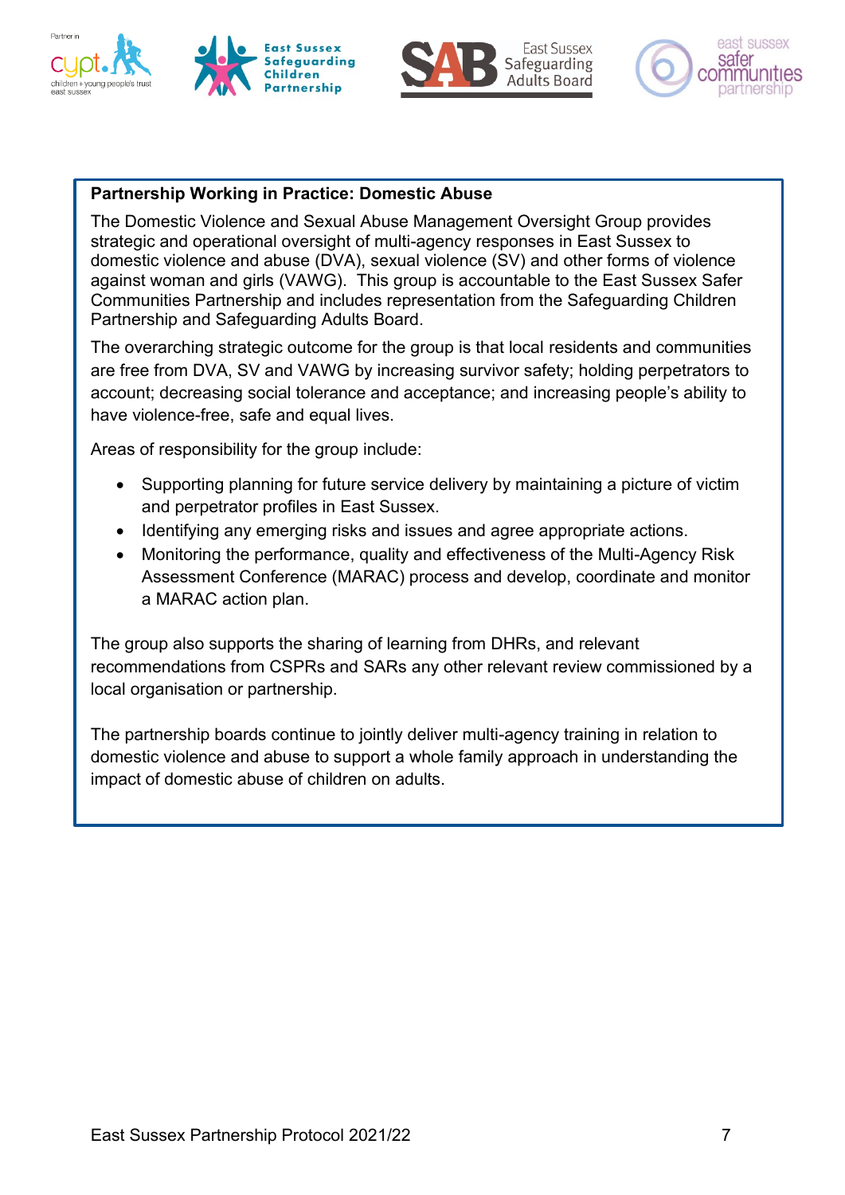**Partnership Working in Practice: Domestic Abuse**

The Domestic Violence and Sexual Abuse Management Oversight Group provides strategic and operational oversight of multi-agency responses in East Sussex to domestic violence and abuse (DVA), sexual violence (SV) and other forms of violence against woman and girls (VAWG). This group is accountable to the East Sussex Safer Communities Partnership and includes representation from the Safeguarding Children Partnership and Safeguarding Adults Board.

The overarching strategic outcome for the group is that local residents and communities are free from DVA, SV and VAWG by increasing survivor safety; holding perpetrators to account; decreasing social tolerance and acceptance; and increasing people's ability to have violence-free, safe and equal lives.

Areas of responsibility for the group include:

- Supporting planning for future service delivery by maintaining a picture of victim and perpetrator profiles in East Sussex.
- Identifying any emerging risks and issues and agree appropriate actions.
- Monitoring the performance, quality and effectiveness of the Multi-Agency Risk Assessment Conference (MARAC) process and develop, coordinate and monitor a MARAC action plan.

The group also supports the sharing of learning from DHRs, and relevant recommendations from CSPRs and SARs any other relevant review commissioned by a local organisation or partnership.

The partnership boards continue to jointly deliver multi-agency training in relation to domestic violence and abuse to support a whole family approach in understanding the impact of domestic abuse of children on adults.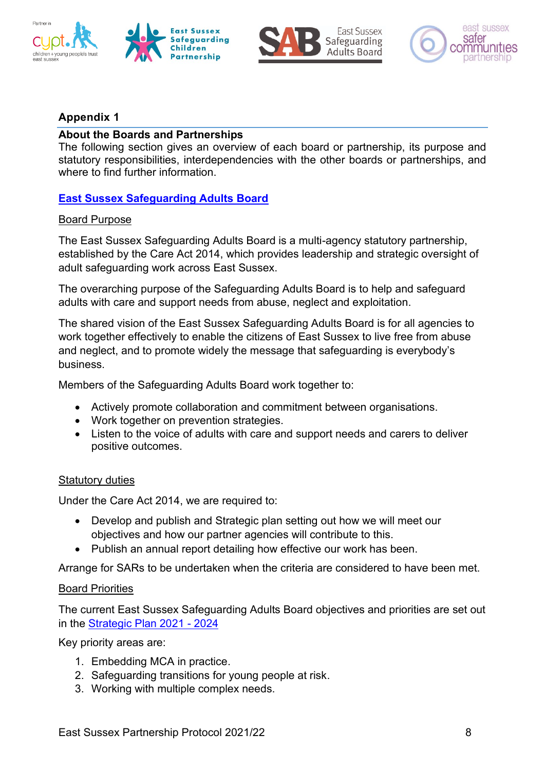## Appendix 1

### About the Boards and Partnerships

The following section gives an overview of each board or partnership, its purpose and statutory responsibilities, interdependencies with the other boards or partnerships, and where to find further information.

### East Sussex Safeguarding Adults Board

Board Purpose

The East Sussex Safeguarding Adults Board is a multi-agency statutory partnership, established by the Care Act 2014, which provides leadership and strategic oversight of adult safeguarding work across East Sussex.

The overarching purpose of the Safeguarding Adults Board is to help and safeguard adults with care and support needs from abuse, neglect and exploitation.

The shared vision of the East Sussex Safeguarding Adults Board is for all agencies to work together effectively to enable the citizens of East Sussex to live free from abuse and neglect, and to promote widely the message that safeguarding is everybody's business.

Members of the Safeguarding Adults Board work together to:

- Actively promote collaboration and commitment between organisations.
- Work together on prevention strategies.
- Listen to the voice of adults with care and support needs and carers to deliver positive outcomes.

Statutory duties

Under the Care Act 2014, we are required to:

- Develop and publish and Strategic plan setting out how we will meet our objectives and how our partner agencies will contribute to this.
- Publish an annual report detailing how effective our work has been.

Arrange for SARs to be undertaken when the criteria are considered to have been met.

Board Priorities

The current East Sussex Safeguarding Adults Board objectives and priorities are set out in the Strategic Plan 2021 - 2024

Key priority areas are:

1. Embedding MCA in practice.
2. Safeguarding transitions for young people at risk.
3. Working with multiple complex needs.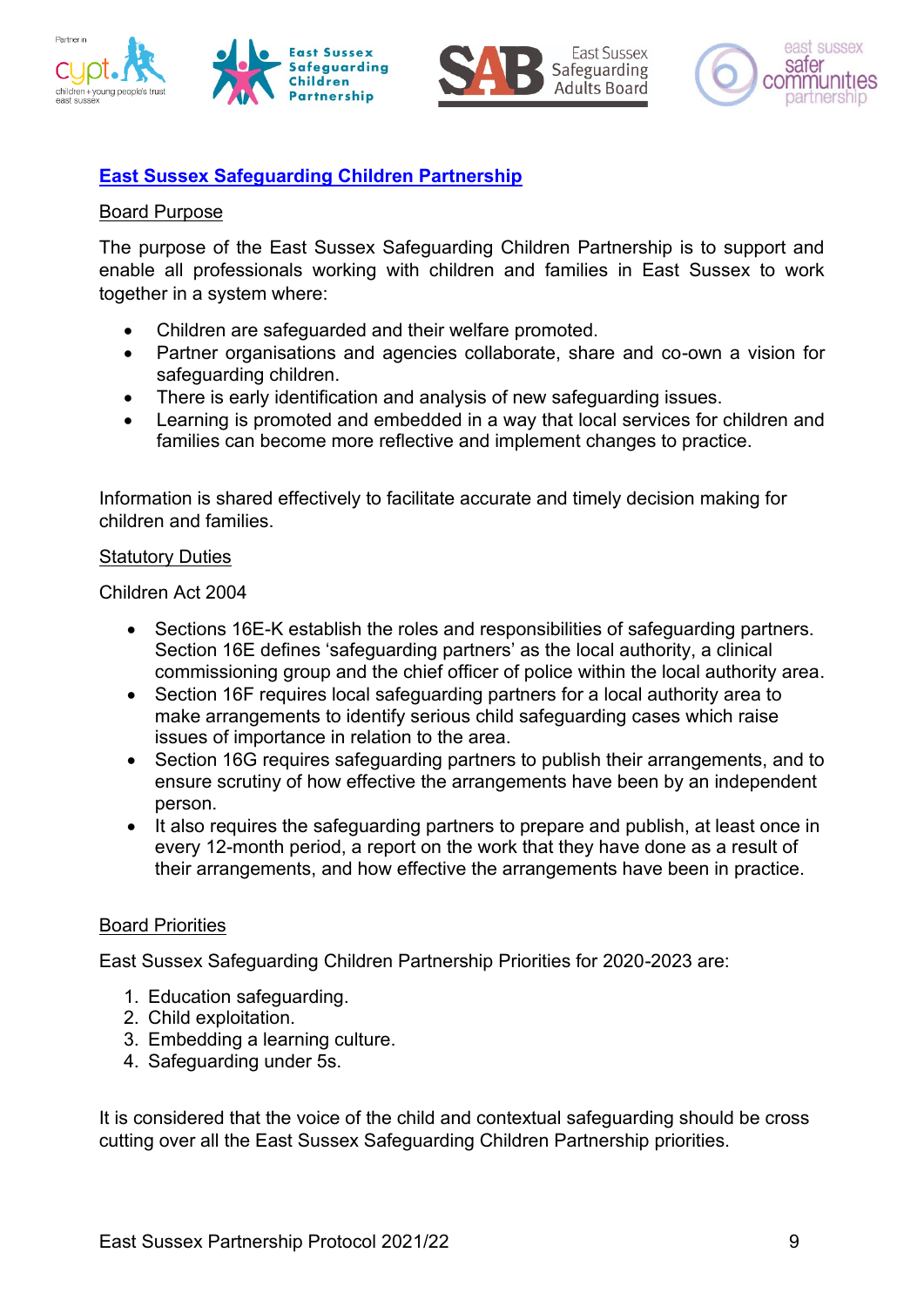## East Sussex Safeguarding Children Partnership

### Board Purpose

The purpose of the East Sussex Safeguarding Children Partnership is to support and enable all professionals working with children and families in East Sussex to work together in a system where:

- Children are safeguarded and their welfare promoted.
- Partner organisations and agencies collaborate, share and co-own a vision for safeguarding children.
- There is early identification and analysis of new safeguarding issues.
- Learning is promoted and embedded in a way that local services for children and families can become more reflective and implement changes to practice.

Information is shared effectively to facilitate accurate and timely decision making for children and families.

### Statutory Duties

Children Act 2004

- Sections 16E-K establish the roles and responsibilities of safeguarding partners. Section 16E defines 'safeguarding partners' as the local authority, a clinical commissioning group and the chief officer of police within the local authority area.
- Section 16F requires local safeguarding partners for a local authority area to make arrangements to identify serious child safeguarding cases which raise issues of importance in relation to the area.
- Section 16G requires safeguarding partners to publish their arrangements, and to ensure scrutiny of how effective the arrangements have been by an independent person.
- It also requires the safeguarding partners to prepare and publish, at least once in every 12-month period, a report on the work that they have done as a result of their arrangements, and how effective the arrangements have been in practice.

### Board Priorities

East Sussex Safeguarding Children Partnership Priorities for 2020-2023 are:

1. Education safeguarding.
2. Child exploitation.
3. Embedding a learning culture.
4. Safeguarding under 5s.

It is considered that the voice of the child and contextual safeguarding should be cross cutting over all the East Sussex Safeguarding Children Partnership priorities.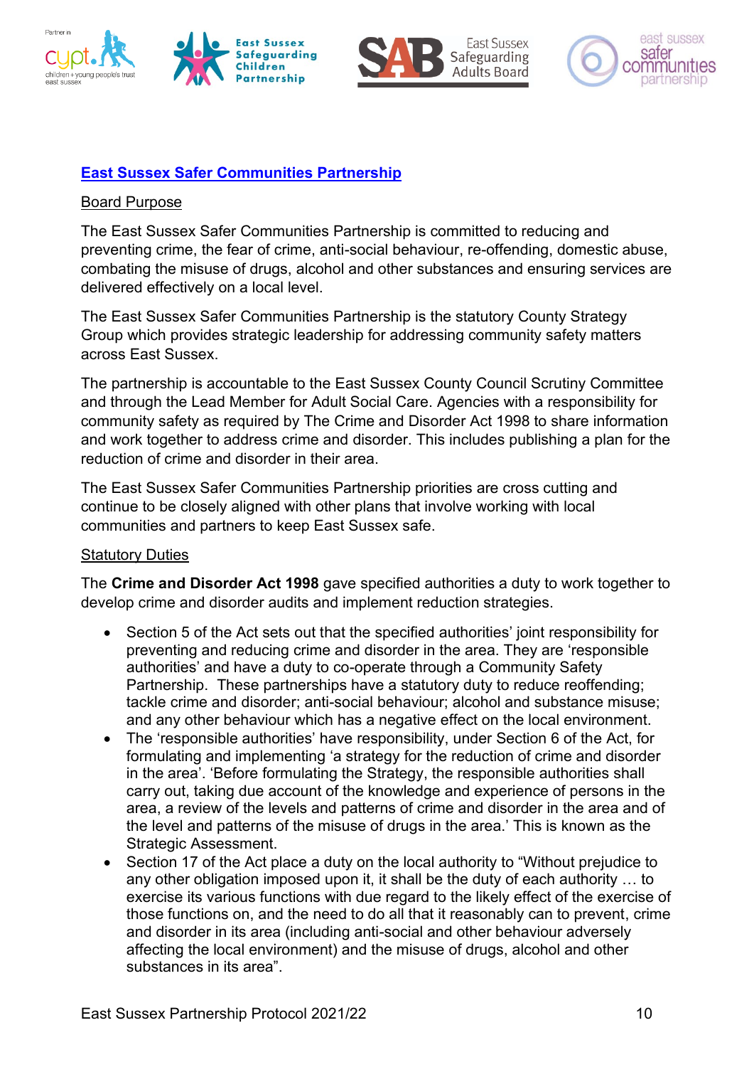## East Sussex Safer Communities Partnership

Board Purpose

The East Sussex Safer Communities Partnership is committed to reducing and preventing crime, the fear of crime, anti-social behaviour, re-offending, domestic abuse, combating the misuse of drugs, alcohol and other substances and ensuring services are delivered effectively on a local level.

The East Sussex Safer Communities Partnership is the statutory County Strategy Group which provides strategic leadership for addressing community safety matters across East Sussex.

The partnership is accountable to the East Sussex County Council Scrutiny Committee and through the Lead Member for Adult Social Care. Agencies with a responsibility for community safety as required by The Crime and Disorder Act 1998 to share information and work together to address crime and disorder. This includes publishing a plan for the reduction of crime and disorder in their area.

The East Sussex Safer Communities Partnership priorities are cross cutting and continue to be closely aligned with other plans that involve working with local communities and partners to keep East Sussex safe.

Statutory Duties

The **Crime and Disorder Act 1998** gave specified authorities a duty to work together to develop crime and disorder audits and implement reduction strategies.

- Section 5 of the Act sets out that the specified authorities' joint responsibility for preventing and reducing crime and disorder in the area. They are 'responsible authorities' and have a duty to co-operate through a Community Safety Partnership. These partnerships have a statutory duty to reduce reoffending; tackle crime and disorder; anti-social behaviour; alcohol and substance misuse; and any other behaviour which has a negative effect on the local environment.
- The 'responsible authorities' have responsibility, under Section 6 of the Act, for formulating and implementing 'a strategy for the reduction of crime and disorder in the area'. 'Before formulating the Strategy, the responsible authorities shall carry out, taking due account of the knowledge and experience of persons in the area, a review of the levels and patterns of crime and disorder in the area and of the level and patterns of the misuse of drugs in the area.' This is known as the Strategic Assessment.
- Section 17 of the Act place a duty on the local authority to "Without prejudice to any other obligation imposed upon it, it shall be the duty of each authority … to exercise its various functions with due regard to the likely effect of the exercise of those functions on, and the need to do all that it reasonably can to prevent, crime and disorder in its area (including anti-social and other behaviour adversely affecting the local environment) and the misuse of drugs, alcohol and other substances in its area".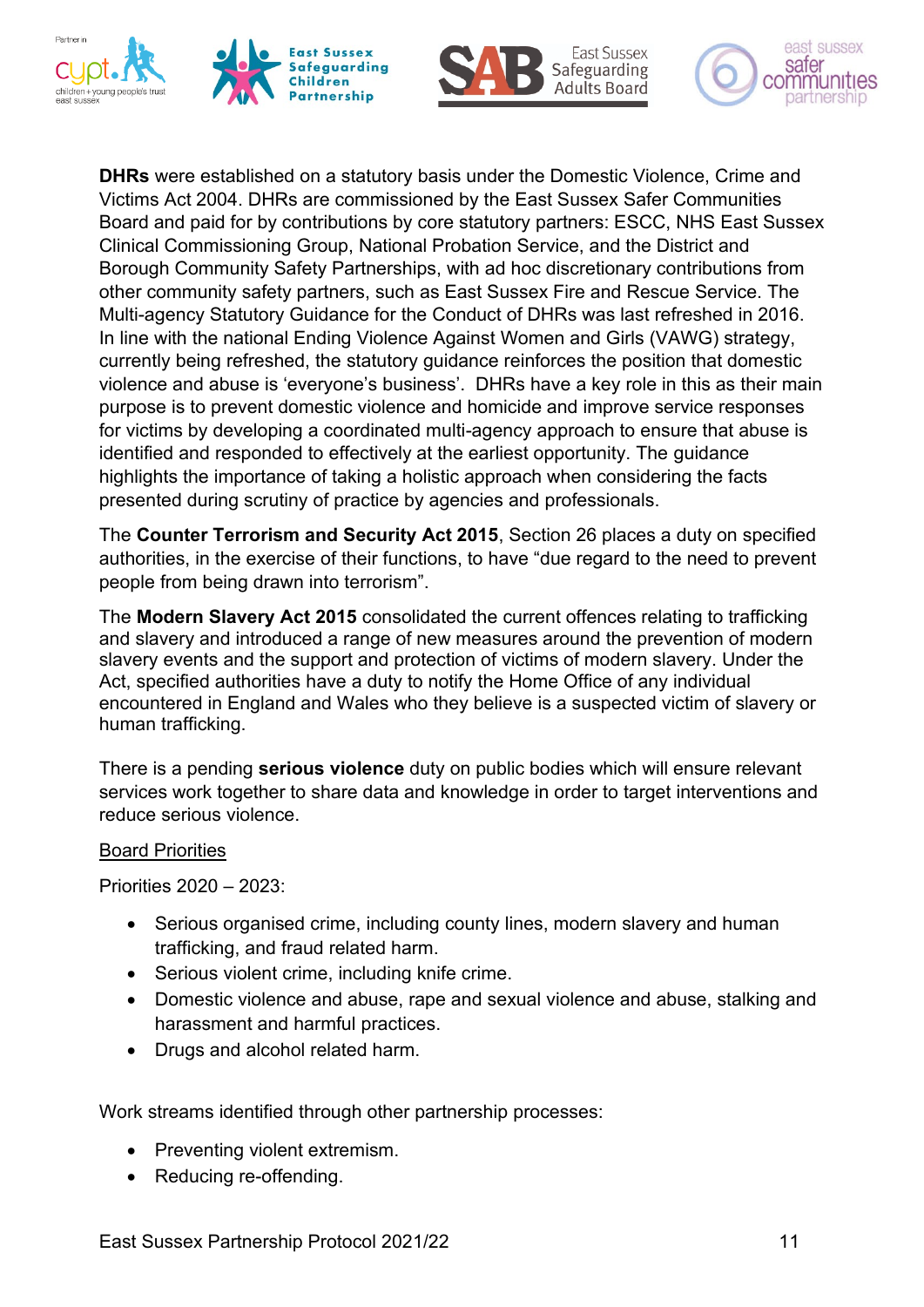**DHRs** were established on a statutory basis under the Domestic Violence, Crime and Victims Act 2004. DHRs are commissioned by the East Sussex Safer Communities Board and paid for by contributions by core statutory partners: ESCC, NHS East Sussex Clinical Commissioning Group, National Probation Service, and the District and Borough Community Safety Partnerships, with ad hoc discretionary contributions from other community safety partners, such as East Sussex Fire and Rescue Service. The Multi-agency Statutory Guidance for the Conduct of DHRs was last refreshed in 2016. In line with the national Ending Violence Against Women and Girls (VAWG) strategy, currently being refreshed, the statutory guidance reinforces the position that domestic violence and abuse is 'everyone's business'. DHRs have a key role in this as their main purpose is to prevent domestic violence and homicide and improve service responses for victims by developing a coordinated multi-agency approach to ensure that abuse is identified and responded to effectively at the earliest opportunity. The guidance highlights the importance of taking a holistic approach when considering the facts presented during scrutiny of practice by agencies and professionals.

The **Counter Terrorism and Security Act 2015**, Section 26 places a duty on specified authorities, in the exercise of their functions, to have "due regard to the need to prevent people from being drawn into terrorism".

The **Modern Slavery Act 2015** consolidated the current offences relating to trafficking and slavery and introduced a range of new measures around the prevention of modern slavery events and the support and protection of victims of modern slavery. Under the Act, specified authorities have a duty to notify the Home Office of any individual encountered in England and Wales who they believe is a suspected victim of slavery or human trafficking.

There is a pending **serious violence** duty on public bodies which will ensure relevant services work together to share data and knowledge in order to target interventions and reduce serious violence.

<u>Board Priorities</u>

Priorities 2020 – 2023:

- Serious organised crime, including county lines, modern slavery and human trafficking, and fraud related harm.
- Serious violent crime, including knife crime.
- Domestic violence and abuse, rape and sexual violence and abuse, stalking and harassment and harmful practices.
- Drugs and alcohol related harm.

Work streams identified through other partnership processes:

- Preventing violent extremism.
- Reducing re-offending.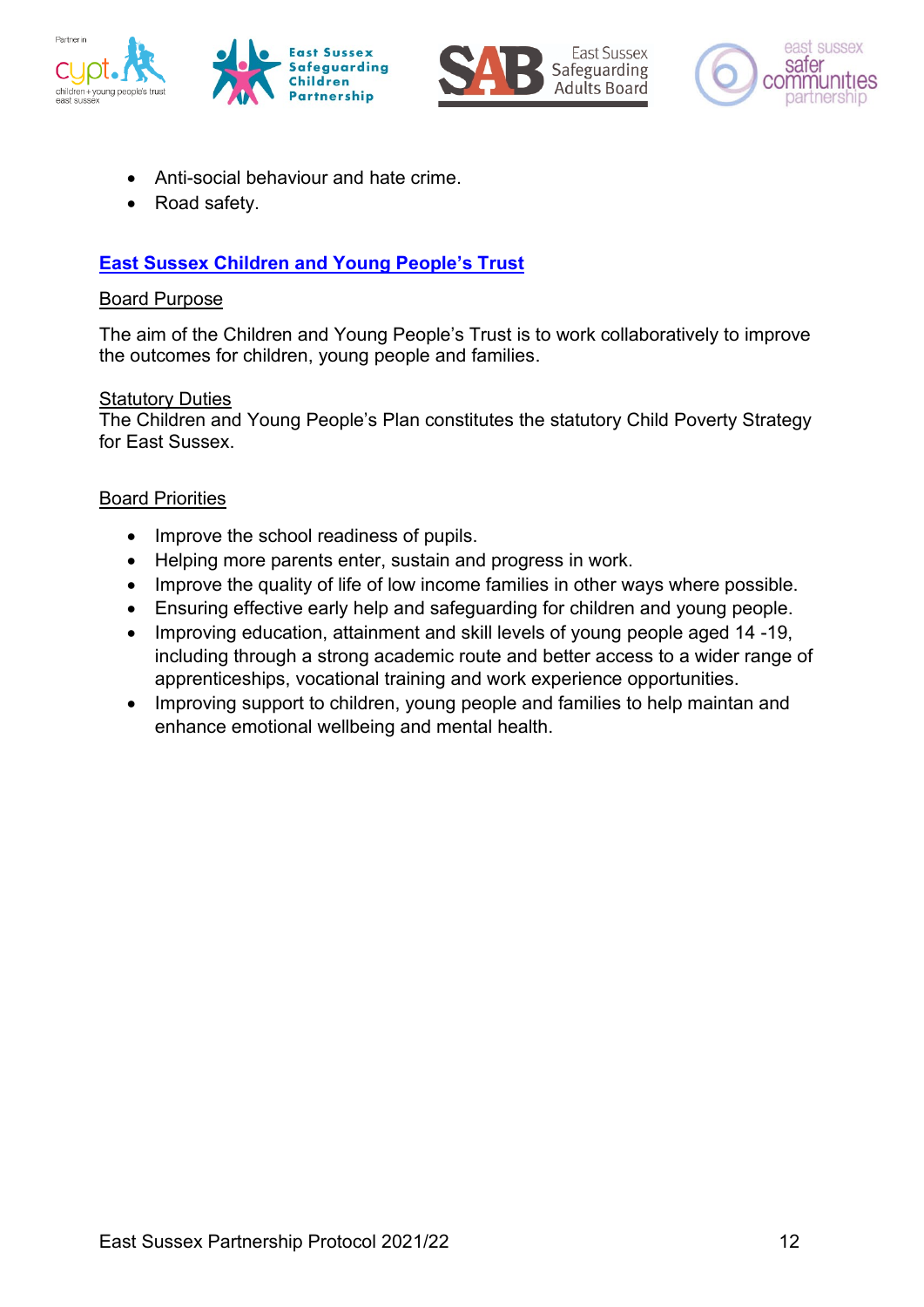- Anti-social behaviour and hate crime.
- Road safety.

## East Sussex Children and Young People's Trust

Board Purpose

The aim of the Children and Young People's Trust is to work collaboratively to improve the outcomes for children, young people and families.

Statutory Duties
The Children and Young People's Plan constitutes the statutory Child Poverty Strategy for East Sussex.

Board Priorities

- Improve the school readiness of pupils.
- Helping more parents enter, sustain and progress in work.
- Improve the quality of life of low income families in other ways where possible.
- Ensuring effective early help and safeguarding for children and young people.
- Improving education, attainment and skill levels of young people aged 14 -19, including through a strong academic route and better access to a wider range of apprenticeships, vocational training and work experience opportunities.
- Improving support to children, young people and families to help maintan and enhance emotional wellbeing and mental health.